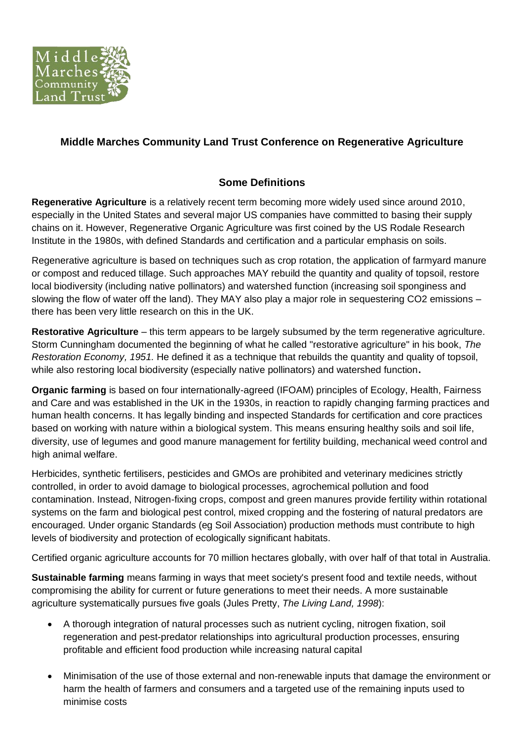**Middle Marches Community Land Trust Conference on Regenerative Agriculture**

## Some Definitions

**Regenerative Agriculture** is a relatively recent term becoming more widely used since around 2010, especially in the United States and several major US companies have committed to basing their supply chains on it. However, Regenerative Organic Agriculture was first coined by the US Rodale Research Institute in the 1980s, with defined Standards and certification and a particular emphasis on soils.

Regenerative agriculture is based on techniques such as crop rotation, the application of farmyard manure or compost and reduced tillage. Such approaches MAY rebuild the quantity and quality of topsoil, restore local biodiversity (including native pollinators) and watershed function (increasing soil sponginess and slowing the flow of water off the land). They MAY also play a major role in sequestering $CO_2$ emissions – there has been very little research on this in the UK.

**Restorative Agriculture** – this term appears to be largely subsumed by the term regenerative agriculture. Storm Cunningham documented the beginning of what he called "restorative agriculture" in his book, *The Restoration Economy, 1951.* He defined it as a technique that rebuilds the quantity and quality of topsoil, while also restoring local biodiversity (especially native pollinators) and watershed function**.**

**Organic farming** is based on four internationally-agreed (IFOAM) principles of Ecology, Health, Fairness and Care and was established in the UK in the 1930s, in reaction to rapidly changing farming practices and human health concerns. It has legally binding and inspected Standards for certification and core practices based on working with nature within a biological system. This means ensuring healthy soils and soil life, diversity, use of legumes and good manure management for fertility building, mechanical weed control and high animal welfare.

Herbicides, synthetic fertilisers, pesticides and GMOs are prohibited and veterinary medicines strictly controlled, in order to avoid damage to biological processes, agrochemical pollution and food contamination. Instead, Nitrogen-fixing crops, compost and green manures provide fertility within rotational systems on the farm and biological pest control, mixed cropping and the fostering of natural predators are encouraged. Under organic Standards (eg Soil Association) production methods must contribute to high levels of biodiversity and protection of ecologically significant habitats.

Certified organic agriculture accounts for 70 million hectares globally, with over half of that total in Australia.

**Sustainable farming** means farming in ways that meet society's present food and textile needs, without compromising the ability for current or future generations to meet their needs. A more sustainable agriculture systematically pursues five goals (Jules Pretty, *The Living Land, 1998*):

- A thorough integration of natural processes such as nutrient cycling, nitrogen fixation, soil regeneration and pest-predator relationships into agricultural production processes, ensuring profitable and efficient food production while increasing natural capital
- Minimisation of the use of those external and non-renewable inputs that damage the environment or harm the health of farmers and consumers and a targeted use of the remaining inputs used to minimise costs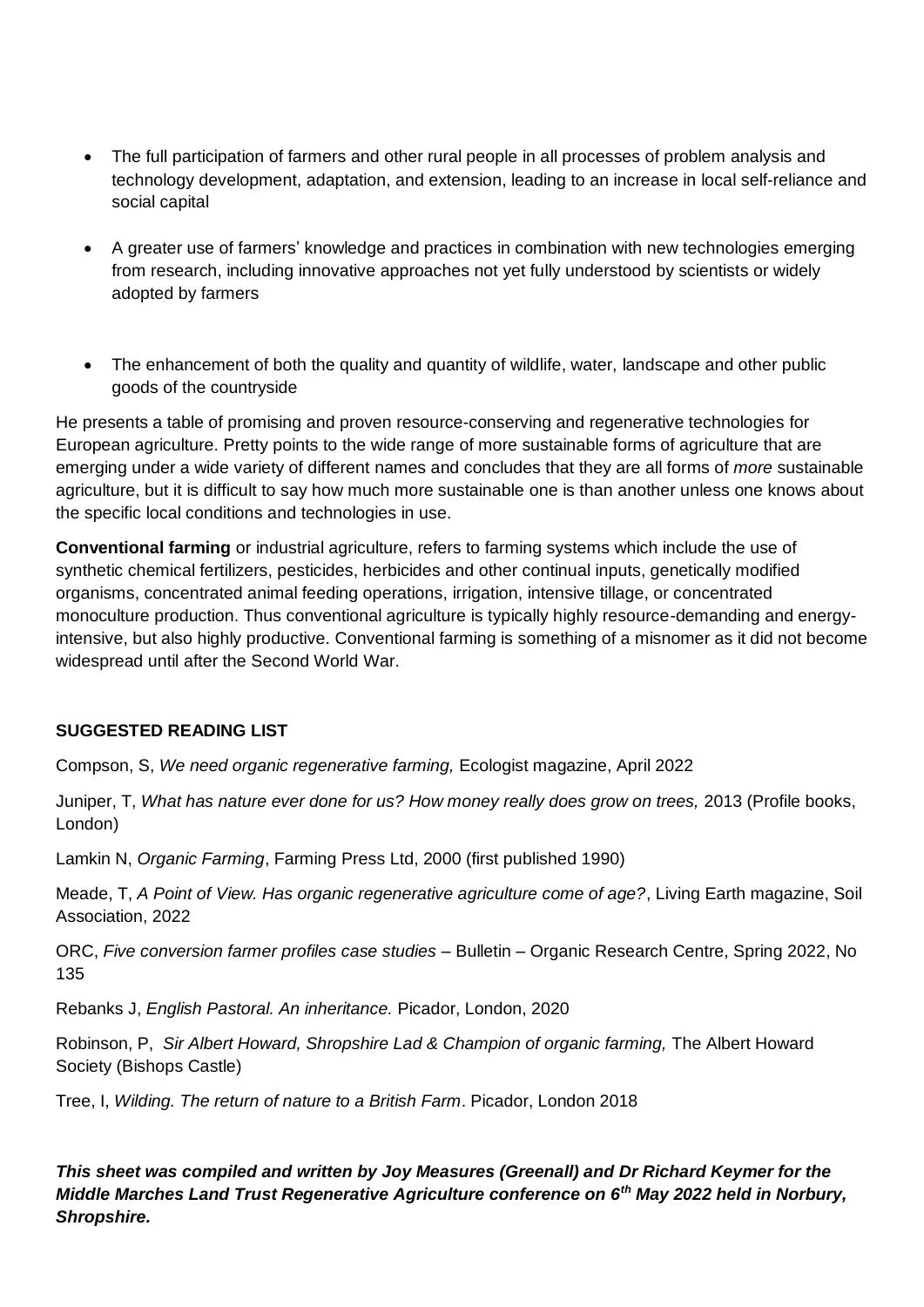- The full participation of farmers and other rural people in all processes of problem analysis and technology development, adaptation, and extension, leading to an increase in local self-reliance and social capital

- A greater use of farmers' knowledge and practices in combination with new technologies emerging from research, including innovative approaches not yet fully understood by scientists or widely adopted by farmers

- The enhancement of both the quality and quantity of wildlife, water, landscape and other public goods of the countryside

He presents a table of promising and proven resource-conserving and regenerative technologies for European agriculture. Pretty points to the wide range of more sustainable forms of agriculture that are emerging under a wide variety of different names and concludes that they are all forms of *more* sustainable agriculture, but it is difficult to say how much more sustainable one is than another unless one knows about the specific local conditions and technologies in use.

**Conventional farming** or industrial agriculture, refers to farming systems which include the use of synthetic chemical fertilizers, pesticides, herbicides and other continual inputs, genetically modified organisms, concentrated animal feeding operations, irrigation, intensive tillage, or concentrated monoculture production. Thus conventional agriculture is typically highly resource-demanding and energy-intensive, but also highly productive. Conventional farming is something of a misnomer as it did not become widespread until after the Second World War.

## SUGGESTED READING LIST

Compson, S, *We need organic regenerative farming,* Ecologist magazine, April 2022

Juniper, T, *What has nature ever done for us? How money really does grow on trees,* 2013 (Profile books, London)

Lamkin N, *Organic Farming*, Farming Press Ltd, 2000 (first published 1990)

Meade, T, *A Point of View. Has organic regenerative agriculture come of age?*, Living Earth magazine, Soil Association, 2022

ORC, *Five conversion farmer profiles case studies* – Bulletin – Organic Research Centre, Spring 2022, No 135

Rebanks J, *English Pastoral. An inheritance.* Picador, London, 2020

Robinson, P, *Sir Albert Howard, Shropshire Lad & Champion of organic farming,* The Albert Howard Society (Bishops Castle)

Tree, I, *Wilding. The return of nature to a British Farm*. Picador, London 2018

***This sheet was compiled and written by Joy Measures (Greenall) and Dr Richard Keymer for the Middle Marches Land Trust Regenerative Agriculture conference on 6th May 2022 held in Norbury, Shropshire.***